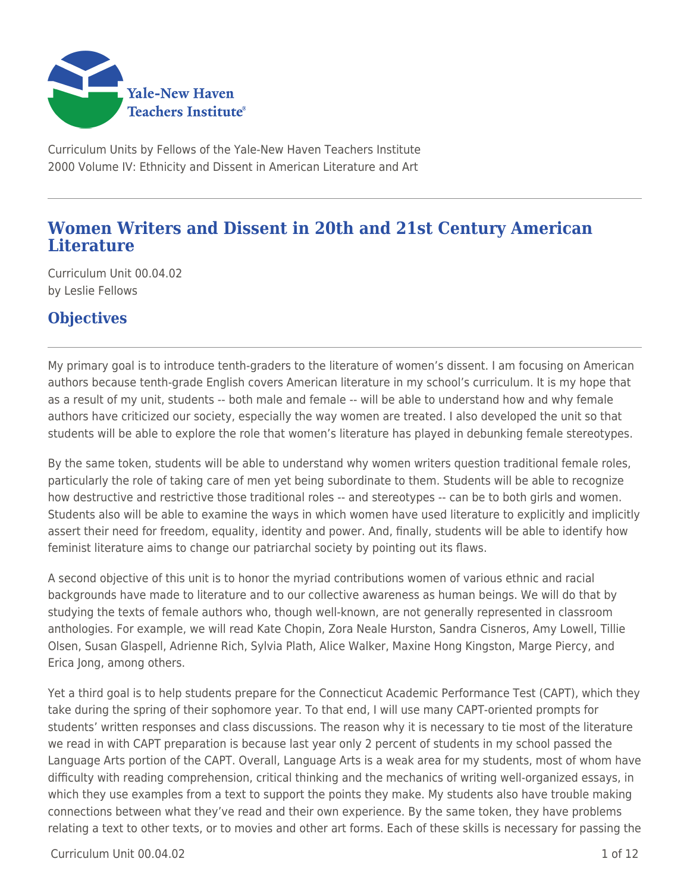Curriculum Units by Fellows of the Yale-New Haven Teachers Institute
2000 Volume IV: Ethnicity and Dissent in American Literature and Art

# Women Writers and Dissent in 20th and 21st Century American Literature

Curriculum Unit 00.04.02
by Leslie Fellows

## Objectives

My primary goal is to introduce tenth-graders to the literature of women's dissent. I am focusing on American authors because tenth-grade English covers American literature in my school's curriculum. It is my hope that as a result of my unit, students -- both male and female -- will be able to understand how and why female authors have criticized our society, especially the way women are treated. I also developed the unit so that students will be able to explore the role that women's literature has played in debunking female stereotypes.

By the same token, students will be able to understand why women writers question traditional female roles, particularly the role of taking care of men yet being subordinate to them. Students will be able to recognize how destructive and restrictive those traditional roles -- and stereotypes -- can be to both girls and women. Students also will be able to examine the ways in which women have used literature to explicitly and implicitly assert their need for freedom, equality, identity and power. And, finally, students will be able to identify how feminist literature aims to change our patriarchal society by pointing out its flaws.

A second objective of this unit is to honor the myriad contributions women of various ethnic and racial backgrounds have made to literature and to our collective awareness as human beings. We will do that by studying the texts of female authors who, though well-known, are not generally represented in classroom anthologies. For example, we will read Kate Chopin, Zora Neale Hurston, Sandra Cisneros, Amy Lowell, Tillie Olsen, Susan Glaspell, Adrienne Rich, Sylvia Plath, Alice Walker, Maxine Hong Kingston, Marge Piercy, and Erica Jong, among others.

Yet a third goal is to help students prepare for the Connecticut Academic Performance Test (CAPT), which they take during the spring of their sophomore year. To that end, I will use many CAPT-oriented prompts for students' written responses and class discussions. The reason why it is necessary to tie most of the literature we read in with CAPT preparation is because last year only 2 percent of students in my school passed the Language Arts portion of the CAPT. Overall, Language Arts is a weak area for my students, most of whom have difficulty with reading comprehension, critical thinking and the mechanics of writing well-organized essays, in which they use examples from a text to support the points they make. My students also have trouble making connections between what they've read and their own experience. By the same token, they have problems relating a text to other texts, or to movies and other art forms. Each of these skills is necessary for passing the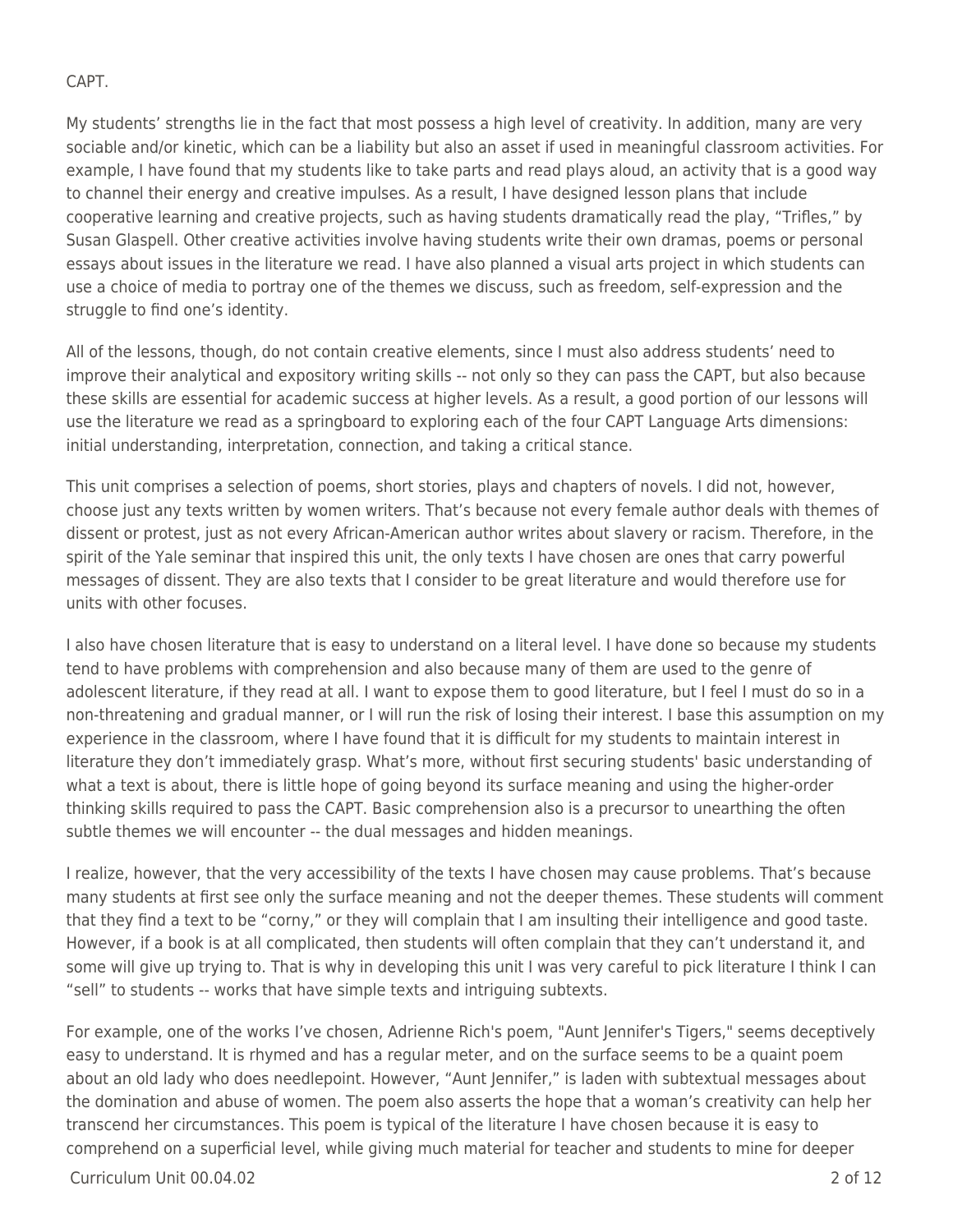CAPT.

My students' strengths lie in the fact that most possess a high level of creativity. In addition, many are very sociable and/or kinetic, which can be a liability but also an asset if used in meaningful classroom activities. For example, I have found that my students like to take parts and read plays aloud, an activity that is a good way to channel their energy and creative impulses. As a result, I have designed lesson plans that include cooperative learning and creative projects, such as having students dramatically read the play, "Trifles," by Susan Glaspell. Other creative activities involve having students write their own dramas, poems or personal essays about issues in the literature we read. I have also planned a visual arts project in which students can use a choice of media to portray one of the themes we discuss, such as freedom, self-expression and the struggle to find one's identity.

All of the lessons, though, do not contain creative elements, since I must also address students' need to improve their analytical and expository writing skills -- not only so they can pass the CAPT, but also because these skills are essential for academic success at higher levels. As a result, a good portion of our lessons will use the literature we read as a springboard to exploring each of the four CAPT Language Arts dimensions: initial understanding, interpretation, connection, and taking a critical stance.

This unit comprises a selection of poems, short stories, plays and chapters of novels. I did not, however, choose just any texts written by women writers. That's because not every female author deals with themes of dissent or protest, just as not every African-American author writes about slavery or racism. Therefore, in the spirit of the Yale seminar that inspired this unit, the only texts I have chosen are ones that carry powerful messages of dissent. They are also texts that I consider to be great literature and would therefore use for units with other focuses.

I also have chosen literature that is easy to understand on a literal level. I have done so because my students tend to have problems with comprehension and also because many of them are used to the genre of adolescent literature, if they read at all. I want to expose them to good literature, but I feel I must do so in a non-threatening and gradual manner, or I will run the risk of losing their interest. I base this assumption on my experience in the classroom, where I have found that it is difficult for my students to maintain interest in literature they don't immediately grasp. What's more, without first securing students' basic understanding of what a text is about, there is little hope of going beyond its surface meaning and using the higher-order thinking skills required to pass the CAPT. Basic comprehension also is a precursor to unearthing the often subtle themes we will encounter -- the dual messages and hidden meanings.

I realize, however, that the very accessibility of the texts I have chosen may cause problems. That's because many students at first see only the surface meaning and not the deeper themes. These students will comment that they find a text to be "corny," or they will complain that I am insulting their intelligence and good taste. However, if a book is at all complicated, then students will often complain that they can't understand it, and some will give up trying to. That is why in developing this unit I was very careful to pick literature I think I can "sell" to students -- works that have simple texts and intriguing subtexts.

For example, one of the works I've chosen, Adrienne Rich's poem, "Aunt Jennifer's Tigers," seems deceptively easy to understand. It is rhymed and has a regular meter, and on the surface seems to be a quaint poem about an old lady who does needlepoint. However, "Aunt Jennifer," is laden with subtextual messages about the domination and abuse of women. The poem also asserts the hope that a woman's creativity can help her transcend her circumstances. This poem is typical of the literature I have chosen because it is easy to comprehend on a superficial level, while giving much material for teacher and students to mine for deeper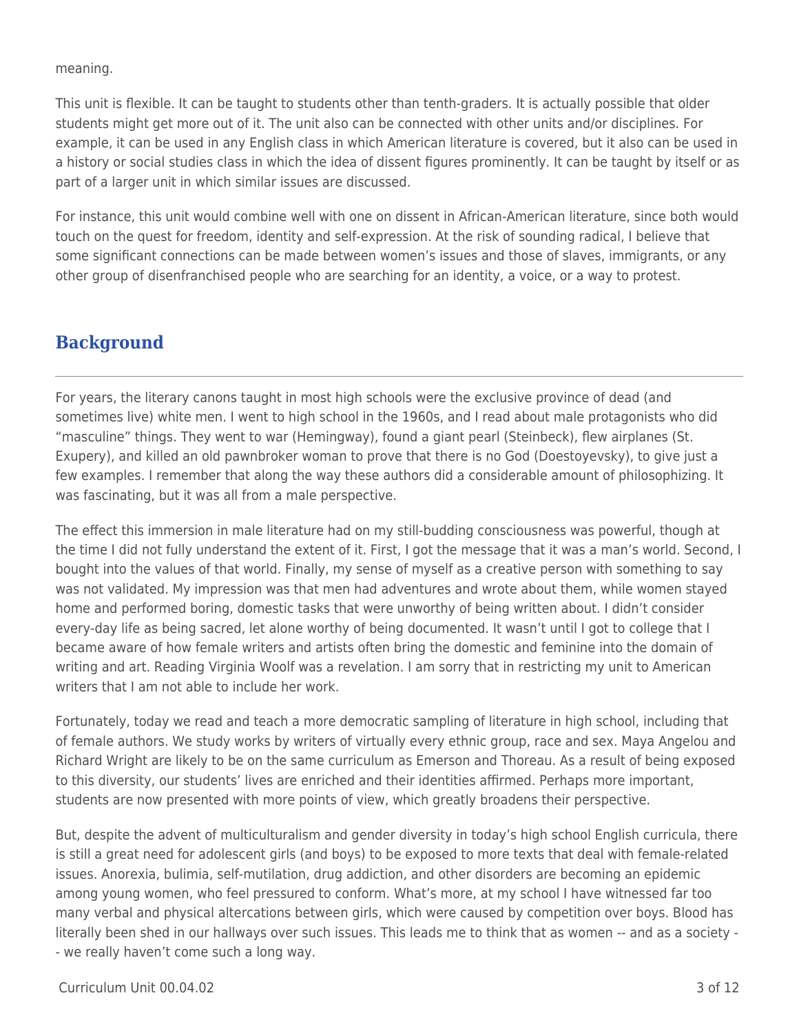meaning.

This unit is flexible. It can be taught to students other than tenth-graders. It is actually possible that older students might get more out of it. The unit also can be connected with other units and/or disciplines. For example, it can be used in any English class in which American literature is covered, but it also can be used in a history or social studies class in which the idea of dissent figures prominently. It can be taught by itself or as part of a larger unit in which similar issues are discussed.

For instance, this unit would combine well with one on dissent in African-American literature, since both would touch on the quest for freedom, identity and self-expression. At the risk of sounding radical, I believe that some significant connections can be made between women's issues and those of slaves, immigrants, or any other group of disenfranchised people who are searching for an identity, a voice, or a way to protest.

## Background

For years, the literary canons taught in most high schools were the exclusive province of dead (and sometimes live) white men. I went to high school in the 1960s, and I read about male protagonists who did "masculine" things. They went to war (Hemingway), found a giant pearl (Steinbeck), flew airplanes (St. Exupery), and killed an old pawnbroker woman to prove that there is no God (Doestoyevsky), to give just a few examples. I remember that along the way these authors did a considerable amount of philosophizing. It was fascinating, but it was all from a male perspective.

The effect this immersion in male literature had on my still-budding consciousness was powerful, though at the time I did not fully understand the extent of it. First, I got the message that it was a man's world. Second, I bought into the values of that world. Finally, my sense of myself as a creative person with something to say was not validated. My impression was that men had adventures and wrote about them, while women stayed home and performed boring, domestic tasks that were unworthy of being written about. I didn't consider every-day life as being sacred, let alone worthy of being documented. It wasn't until I got to college that I became aware of how female writers and artists often bring the domestic and feminine into the domain of writing and art. Reading Virginia Woolf was a revelation. I am sorry that in restricting my unit to American writers that I am not able to include her work.

Fortunately, today we read and teach a more democratic sampling of literature in high school, including that of female authors. We study works by writers of virtually every ethnic group, race and sex. Maya Angelou and Richard Wright are likely to be on the same curriculum as Emerson and Thoreau. As a result of being exposed to this diversity, our students' lives are enriched and their identities affirmed. Perhaps more important, students are now presented with more points of view, which greatly broadens their perspective.

But, despite the advent of multiculturalism and gender diversity in today's high school English curricula, there is still a great need for adolescent girls (and boys) to be exposed to more texts that deal with female-related issues. Anorexia, bulimia, self-mutilation, drug addiction, and other disorders are becoming an epidemic among young women, who feel pressured to conform. What's more, at my school I have witnessed far too many verbal and physical altercations between girls, which were caused by competition over boys. Blood has literally been shed in our hallways over such issues. This leads me to think that as women -- and as a society -- we really haven't come such a long way.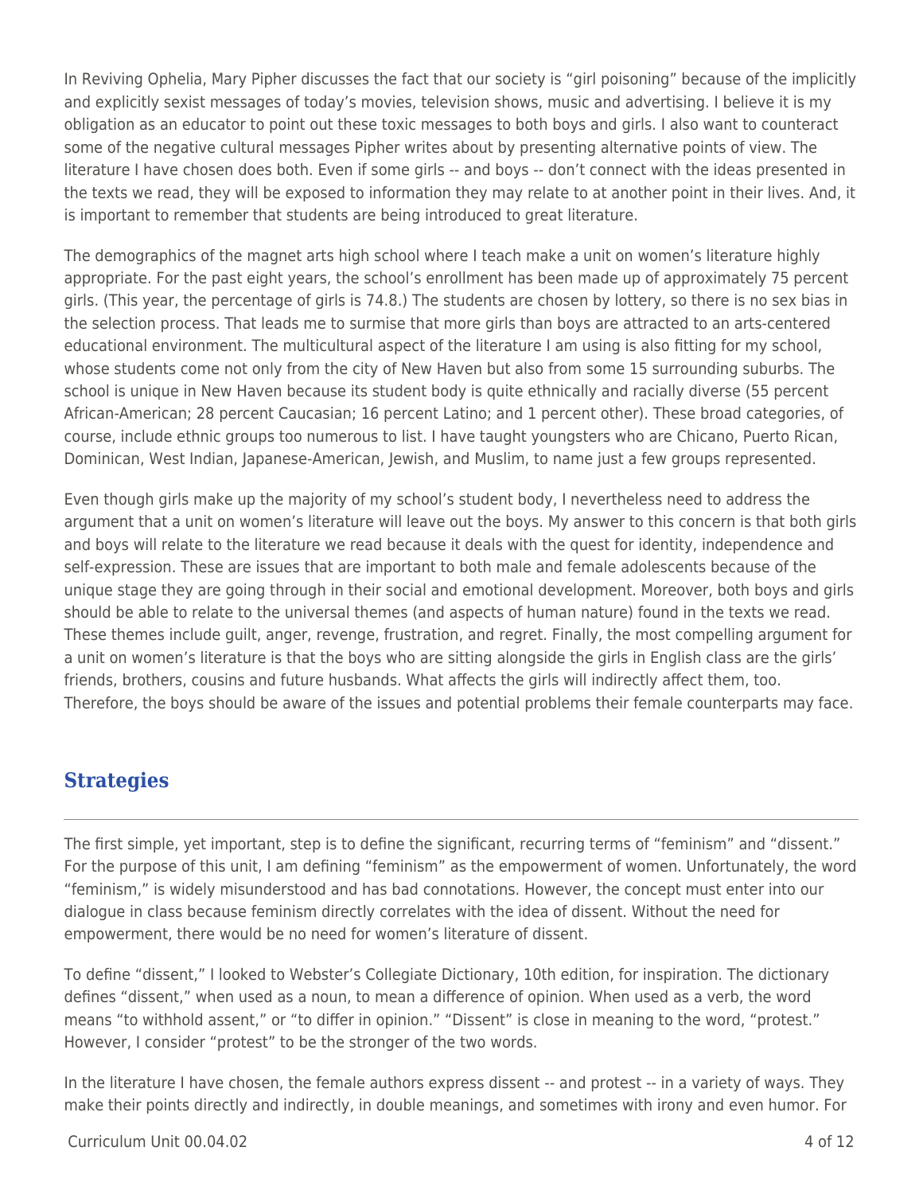In Reviving Ophelia, Mary Pipher discusses the fact that our society is "girl poisoning" because of the implicitly and explicitly sexist messages of today's movies, television shows, music and advertising. I believe it is my obligation as an educator to point out these toxic messages to both boys and girls. I also want to counteract some of the negative cultural messages Pipher writes about by presenting alternative points of view. The literature I have chosen does both. Even if some girls -- and boys -- don't connect with the ideas presented in the texts we read, they will be exposed to information they may relate to at another point in their lives. And, it is important to remember that students are being introduced to great literature.

The demographics of the magnet arts high school where I teach make a unit on women's literature highly appropriate. For the past eight years, the school's enrollment has been made up of approximately 75 percent girls. (This year, the percentage of girls is 74.8.) The students are chosen by lottery, so there is no sex bias in the selection process. That leads me to surmise that more girls than boys are attracted to an arts-centered educational environment. The multicultural aspect of the literature I am using is also fitting for my school, whose students come not only from the city of New Haven but also from some 15 surrounding suburbs. The school is unique in New Haven because its student body is quite ethnically and racially diverse (55 percent African-American; 28 percent Caucasian; 16 percent Latino; and 1 percent other). These broad categories, of course, include ethnic groups too numerous to list. I have taught youngsters who are Chicano, Puerto Rican, Dominican, West Indian, Japanese-American, Jewish, and Muslim, to name just a few groups represented.

Even though girls make up the majority of my school's student body, I nevertheless need to address the argument that a unit on women's literature will leave out the boys. My answer to this concern is that both girls and boys will relate to the literature we read because it deals with the quest for identity, independence and self-expression. These are issues that are important to both male and female adolescents because of the unique stage they are going through in their social and emotional development. Moreover, both boys and girls should be able to relate to the universal themes (and aspects of human nature) found in the texts we read. These themes include guilt, anger, revenge, frustration, and regret. Finally, the most compelling argument for a unit on women's literature is that the boys who are sitting alongside the girls in English class are the girls' friends, brothers, cousins and future husbands. What affects the girls will indirectly affect them, too. Therefore, the boys should be aware of the issues and potential problems their female counterparts may face.

## Strategies

The first simple, yet important, step is to define the significant, recurring terms of "feminism" and "dissent." For the purpose of this unit, I am defining "feminism" as the empowerment of women. Unfortunately, the word "feminism," is widely misunderstood and has bad connotations. However, the concept must enter into our dialogue in class because feminism directly correlates with the idea of dissent. Without the need for empowerment, there would be no need for women's literature of dissent.

To define "dissent," I looked to Webster's Collegiate Dictionary, 10th edition, for inspiration. The dictionary defines "dissent," when used as a noun, to mean a difference of opinion. When used as a verb, the word means "to withhold assent," or "to differ in opinion." "Dissent" is close in meaning to the word, "protest." However, I consider "protest" to be the stronger of the two words.

In the literature I have chosen, the female authors express dissent -- and protest -- in a variety of ways. They make their points directly and indirectly, in double meanings, and sometimes with irony and even humor. For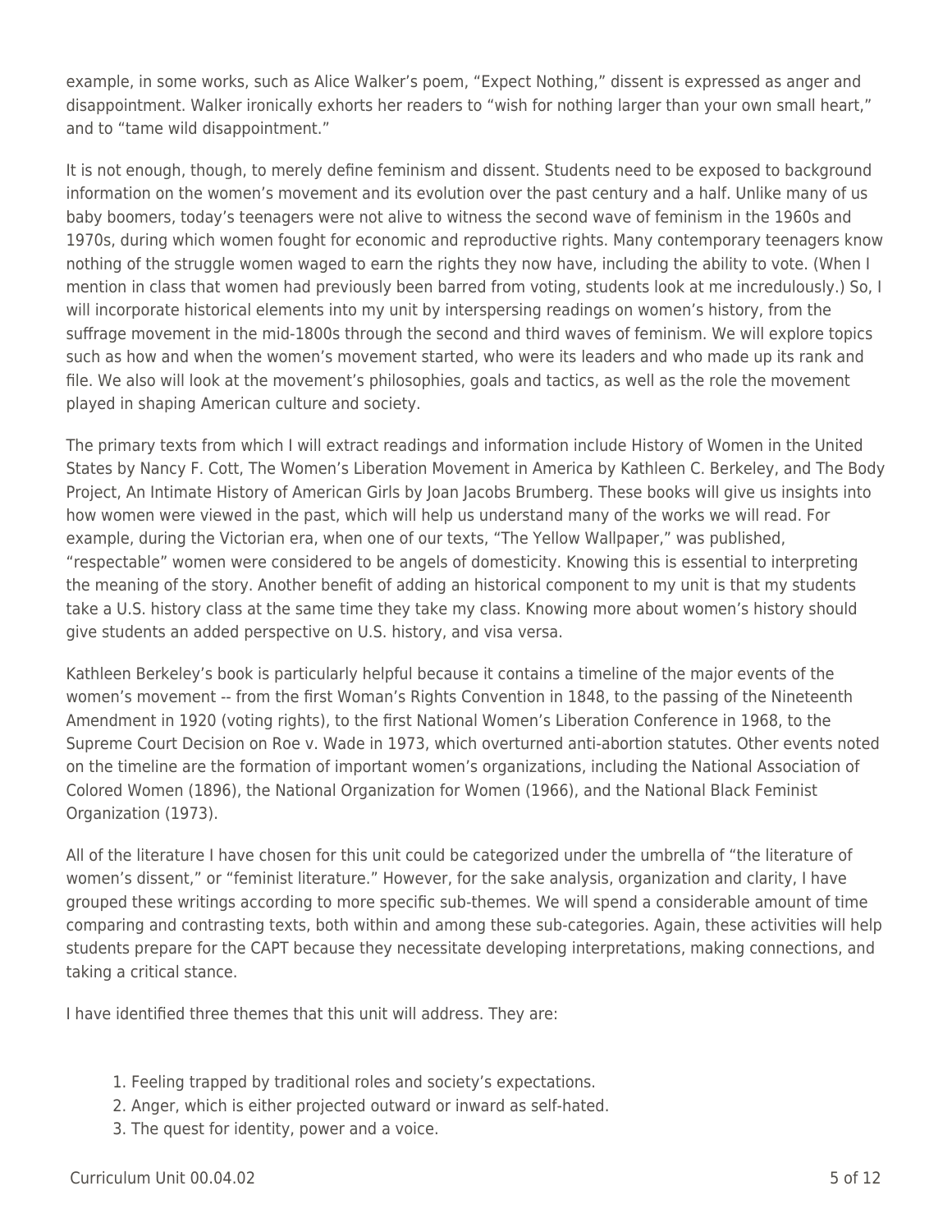example, in some works, such as Alice Walker's poem, "Expect Nothing," dissent is expressed as anger and disappointment. Walker ironically exhorts her readers to "wish for nothing larger than your own small heart," and to "tame wild disappointment."

It is not enough, though, to merely define feminism and dissent. Students need to be exposed to background information on the women's movement and its evolution over the past century and a half. Unlike many of us baby boomers, today's teenagers were not alive to witness the second wave of feminism in the 1960s and 1970s, during which women fought for economic and reproductive rights. Many contemporary teenagers know nothing of the struggle women waged to earn the rights they now have, including the ability to vote. (When I mention in class that women had previously been barred from voting, students look at me incredulously.) So, I will incorporate historical elements into my unit by interspersing readings on women's history, from the suffrage movement in the mid-1800s through the second and third waves of feminism. We will explore topics such as how and when the women's movement started, who were its leaders and who made up its rank and file. We also will look at the movement's philosophies, goals and tactics, as well as the role the movement played in shaping American culture and society.

The primary texts from which I will extract readings and information include History of Women in the United States by Nancy F. Cott, The Women's Liberation Movement in America by Kathleen C. Berkeley, and The Body Project, An Intimate History of American Girls by Joan Jacobs Brumberg. These books will give us insights into how women were viewed in the past, which will help us understand many of the works we will read. For example, during the Victorian era, when one of our texts, "The Yellow Wallpaper," was published, "respectable" women were considered to be angels of domesticity. Knowing this is essential to interpreting the meaning of the story. Another benefit of adding an historical component to my unit is that my students take a U.S. history class at the same time they take my class. Knowing more about women's history should give students an added perspective on U.S. history, and visa versa.

Kathleen Berkeley's book is particularly helpful because it contains a timeline of the major events of the women's movement -- from the first Woman's Rights Convention in 1848, to the passing of the Nineteenth Amendment in 1920 (voting rights), to the first National Women's Liberation Conference in 1968, to the Supreme Court Decision on Roe v. Wade in 1973, which overturned anti-abortion statutes. Other events noted on the timeline are the formation of important women's organizations, including the National Association of Colored Women (1896), the National Organization for Women (1966), and the National Black Feminist Organization (1973).

All of the literature I have chosen for this unit could be categorized under the umbrella of "the literature of women's dissent," or "feminist literature." However, for the sake analysis, organization and clarity, I have grouped these writings according to more specific sub-themes. We will spend a considerable amount of time comparing and contrasting texts, both within and among these sub-categories. Again, these activities will help students prepare for the CAPT because they necessitate developing interpretations, making connections, and taking a critical stance.

I have identified three themes that this unit will address. They are:

1. Feeling trapped by traditional roles and society's expectations.
2. Anger, which is either projected outward or inward as self-hated.
3. The quest for identity, power and a voice.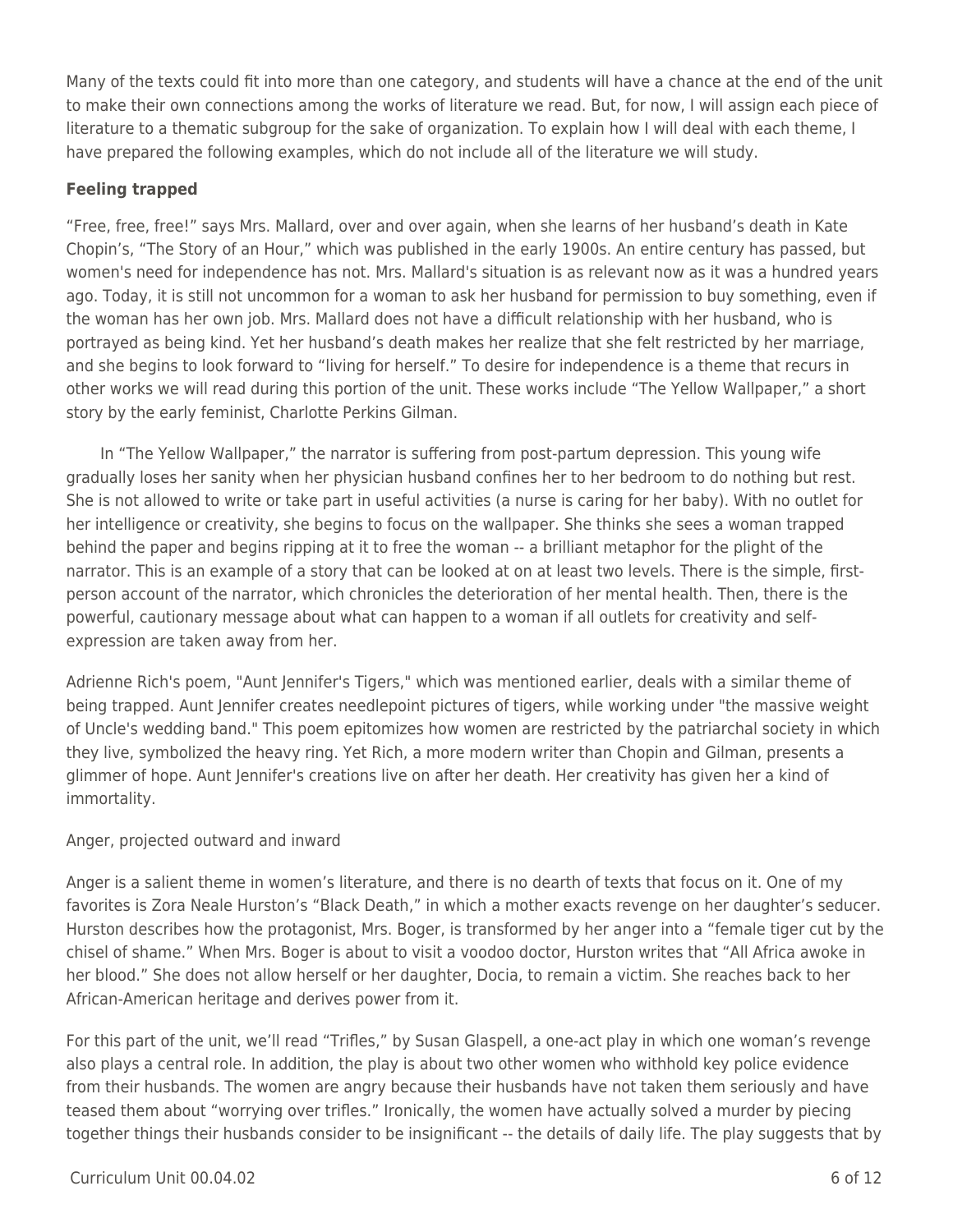Many of the texts could fit into more than one category, and students will have a chance at the end of the unit to make their own connections among the works of literature we read. But, for now, I will assign each piece of literature to a thematic subgroup for the sake of organization. To explain how I will deal with each theme, I have prepared the following examples, which do not include all of the literature we will study.

**Feeling trapped**

"Free, free, free!" says Mrs. Mallard, over and over again, when she learns of her husband's death in Kate Chopin's, "The Story of an Hour," which was published in the early 1900s. An entire century has passed, but women's need for independence has not. Mrs. Mallard's situation is as relevant now as it was a hundred years ago. Today, it is still not uncommon for a woman to ask her husband for permission to buy something, even if the woman has her own job. Mrs. Mallard does not have a difficult relationship with her husband, who is portrayed as being kind. Yet her husband's death makes her realize that she felt restricted by her marriage, and she begins to look forward to "living for herself." To desire for independence is a theme that recurs in other works we will read during this portion of the unit. These works include "The Yellow Wallpaper," a short story by the early feminist, Charlotte Perkins Gilman.

In "The Yellow Wallpaper," the narrator is suffering from post-partum depression. This young wife gradually loses her sanity when her physician husband confines her to her bedroom to do nothing but rest. She is not allowed to write or take part in useful activities (a nurse is caring for her baby). With no outlet for her intelligence or creativity, she begins to focus on the wallpaper. She thinks she sees a woman trapped behind the paper and begins ripping at it to free the woman -- a brilliant metaphor for the plight of the narrator. This is an example of a story that can be looked at on at least two levels. There is the simple, first-person account of the narrator, which chronicles the deterioration of her mental health. Then, there is the powerful, cautionary message about what can happen to a woman if all outlets for creativity and self-expression are taken away from her.

Adrienne Rich's poem, "Aunt Jennifer's Tigers," which was mentioned earlier, deals with a similar theme of being trapped. Aunt Jennifer creates needlepoint pictures of tigers, while working under "the massive weight of Uncle's wedding band." This poem epitomizes how women are restricted by the patriarchal society in which they live, symbolized the heavy ring. Yet Rich, a more modern writer than Chopin and Gilman, presents a glimmer of hope. Aunt Jennifer's creations live on after her death. Her creativity has given her a kind of immortality.

Anger, projected outward and inward

Anger is a salient theme in women's literature, and there is no dearth of texts that focus on it. One of my favorites is Zora Neale Hurston's "Black Death," in which a mother exacts revenge on her daughter's seducer. Hurston describes how the protagonist, Mrs. Boger, is transformed by her anger into a "female tiger cut by the chisel of shame." When Mrs. Boger is about to visit a voodoo doctor, Hurston writes that "All Africa awoke in her blood." She does not allow herself or her daughter, Docia, to remain a victim. She reaches back to her African-American heritage and derives power from it.

For this part of the unit, we'll read "Trifles," by Susan Glaspell, a one-act play in which one woman's revenge also plays a central role. In addition, the play is about two other women who withhold key police evidence from their husbands. The women are angry because their husbands have not taken them seriously and have teased them about "worrying over trifles." Ironically, the women have actually solved a murder by piecing together things their husbands consider to be insignificant -- the details of daily life. The play suggests that by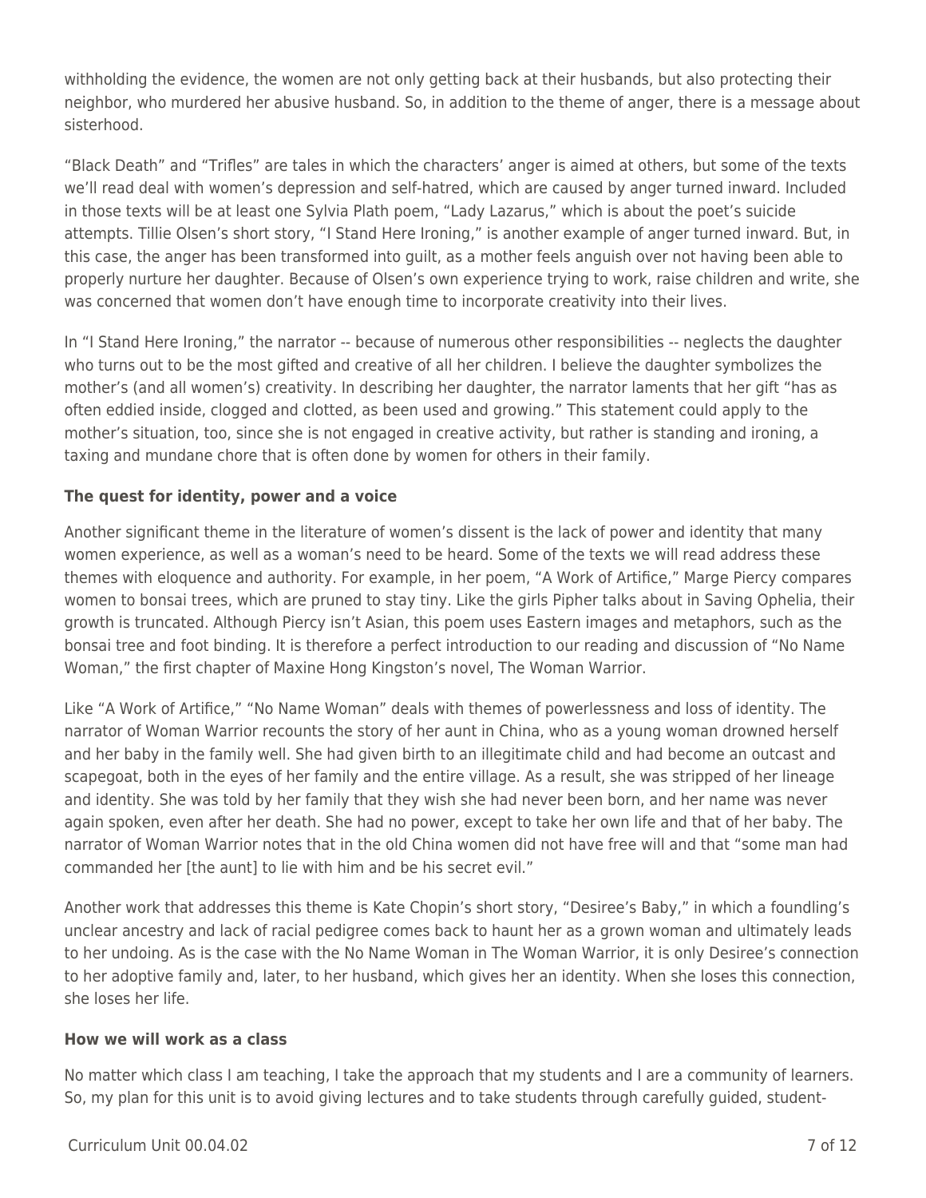withholding the evidence, the women are not only getting back at their husbands, but also protecting their neighbor, who murdered her abusive husband. So, in addition to the theme of anger, there is a message about sisterhood.

"Black Death" and "Trifles" are tales in which the characters' anger is aimed at others, but some of the texts we'll read deal with women's depression and self-hatred, which are caused by anger turned inward. Included in those texts will be at least one Sylvia Plath poem, "Lady Lazarus," which is about the poet's suicide attempts. Tillie Olsen's short story, "I Stand Here Ironing," is another example of anger turned inward. But, in this case, the anger has been transformed into guilt, as a mother feels anguish over not having been able to properly nurture her daughter. Because of Olsen's own experience trying to work, raise children and write, she was concerned that women don't have enough time to incorporate creativity into their lives.

In "I Stand Here Ironing," the narrator -- because of numerous other responsibilities -- neglects the daughter who turns out to be the most gifted and creative of all her children. I believe the daughter symbolizes the mother's (and all women's) creativity. In describing her daughter, the narrator laments that her gift "has as often eddied inside, clogged and clotted, as been used and growing." This statement could apply to the mother's situation, too, since she is not engaged in creative activity, but rather is standing and ironing, a taxing and mundane chore that is often done by women for others in their family.

**The quest for identity, power and a voice**

Another significant theme in the literature of women's dissent is the lack of power and identity that many women experience, as well as a woman's need to be heard. Some of the texts we will read address these themes with eloquence and authority. For example, in her poem, "A Work of Artifice," Marge Piercy compares women to bonsai trees, which are pruned to stay tiny. Like the girls Pipher talks about in Saving Ophelia, their growth is truncated. Although Piercy isn't Asian, this poem uses Eastern images and metaphors, such as the bonsai tree and foot binding. It is therefore a perfect introduction to our reading and discussion of "No Name Woman," the first chapter of Maxine Hong Kingston's novel, The Woman Warrior.

Like "A Work of Artifice," "No Name Woman" deals with themes of powerlessness and loss of identity. The narrator of Woman Warrior recounts the story of her aunt in China, who as a young woman drowned herself and her baby in the family well. She had given birth to an illegitimate child and had become an outcast and scapegoat, both in the eyes of her family and the entire village. As a result, she was stripped of her lineage and identity. She was told by her family that they wish she had never been born, and her name was never again spoken, even after her death. She had no power, except to take her own life and that of her baby. The narrator of Woman Warrior notes that in the old China women did not have free will and that "some man had commanded her [the aunt] to lie with him and be his secret evil."

Another work that addresses this theme is Kate Chopin's short story, "Desiree's Baby," in which a foundling's unclear ancestry and lack of racial pedigree comes back to haunt her as a grown woman and ultimately leads to her undoing. As is the case with the No Name Woman in The Woman Warrior, it is only Desiree's connection to her adoptive family and, later, to her husband, which gives her an identity. When she loses this connection, she loses her life.

**How we will work as a class**

No matter which class I am teaching, I take the approach that my students and I are a community of learners. So, my plan for this unit is to avoid giving lectures and to take students through carefully guided, student-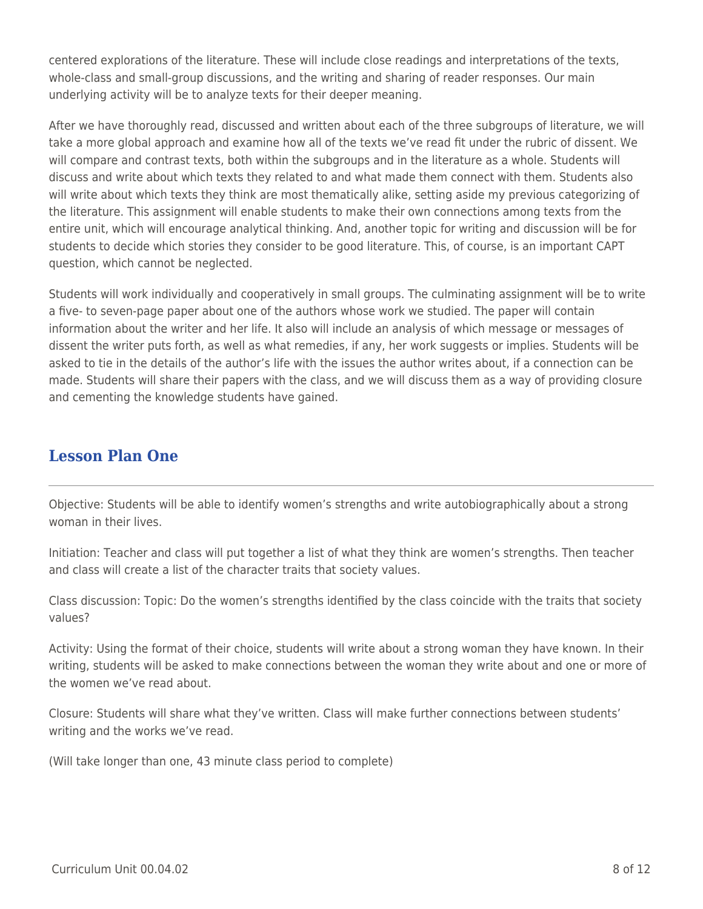centered explorations of the literature. These will include close readings and interpretations of the texts, whole-class and small-group discussions, and the writing and sharing of reader responses. Our main underlying activity will be to analyze texts for their deeper meaning.

After we have thoroughly read, discussed and written about each of the three subgroups of literature, we will take a more global approach and examine how all of the texts we've read fit under the rubric of dissent. We will compare and contrast texts, both within the subgroups and in the literature as a whole. Students will discuss and write about which texts they related to and what made them connect with them. Students also will write about which texts they think are most thematically alike, setting aside my previous categorizing of the literature. This assignment will enable students to make their own connections among texts from the entire unit, which will encourage analytical thinking. And, another topic for writing and discussion will be for students to decide which stories they consider to be good literature. This, of course, is an important CAPT question, which cannot be neglected.

Students will work individually and cooperatively in small groups. The culminating assignment will be to write a five- to seven-page paper about one of the authors whose work we studied. The paper will contain information about the writer and her life. It also will include an analysis of which message or messages of dissent the writer puts forth, as well as what remedies, if any, her work suggests or implies. Students will be asked to tie in the details of the author's life with the issues the author writes about, if a connection can be made. Students will share their papers with the class, and we will discuss them as a way of providing closure and cementing the knowledge students have gained.

## Lesson Plan One

Objective: Students will be able to identify women's strengths and write autobiographically about a strong woman in their lives.

Initiation: Teacher and class will put together a list of what they think are women's strengths. Then teacher and class will create a list of the character traits that society values.

Class discussion: Topic: Do the women's strengths identified by the class coincide with the traits that society values?

Activity: Using the format of their choice, students will write about a strong woman they have known. In their writing, students will be asked to make connections between the woman they write about and one or more of the women we've read about.

Closure: Students will share what they've written. Class will make further connections between students' writing and the works we've read.

(Will take longer than one, 43 minute class period to complete)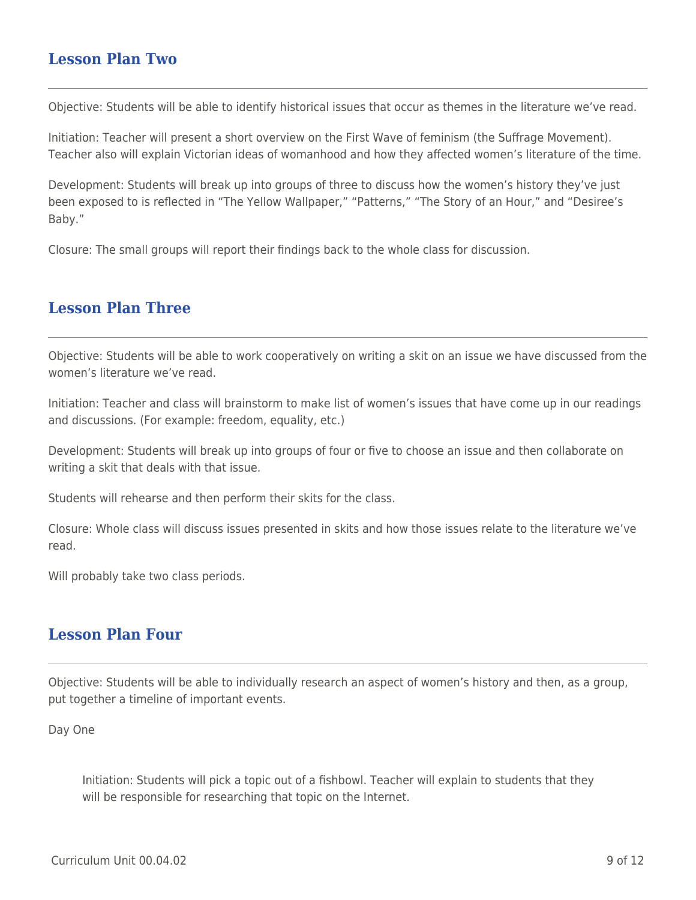## Lesson Plan Two

Objective: Students will be able to identify historical issues that occur as themes in the literature we've read.

Initiation: Teacher will present a short overview on the First Wave of feminism (the Suffrage Movement). Teacher also will explain Victorian ideas of womanhood and how they affected women's literature of the time.

Development: Students will break up into groups of three to discuss how the women's history they've just been exposed to is reflected in "The Yellow Wallpaper," "Patterns," "The Story of an Hour," and "Desiree's Baby."

Closure: The small groups will report their findings back to the whole class for discussion.

## Lesson Plan Three

Objective: Students will be able to work cooperatively on writing a skit on an issue we have discussed from the women's literature we've read.

Initiation: Teacher and class will brainstorm to make list of women's issues that have come up in our readings and discussions. (For example: freedom, equality, etc.)

Development: Students will break up into groups of four or five to choose an issue and then collaborate on writing a skit that deals with that issue.

Students will rehearse and then perform their skits for the class.

Closure: Whole class will discuss issues presented in skits and how those issues relate to the literature we've read.

Will probably take two class periods.

## Lesson Plan Four

Objective: Students will be able to individually research an aspect of women's history and then, as a group, put together a timeline of important events.

Day One

> Initiation: Students will pick a topic out of a fishbowl. Teacher will explain to students that they will be responsible for researching that topic on the Internet.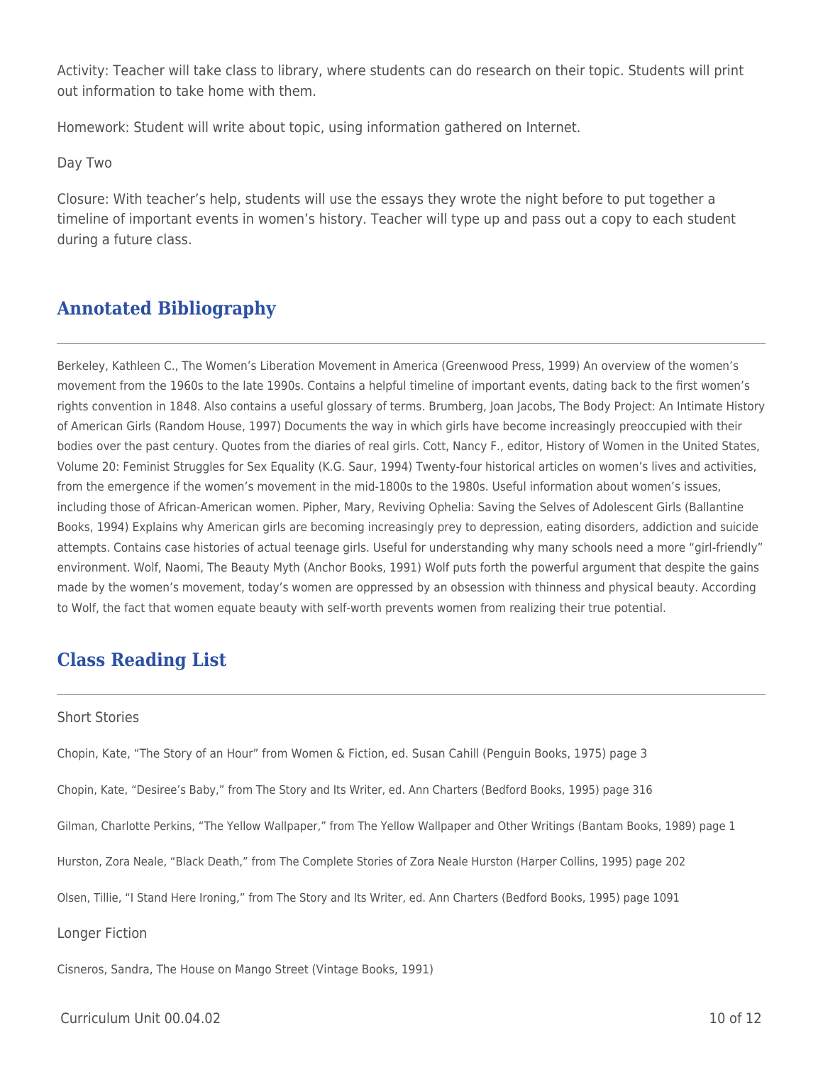Activity: Teacher will take class to library, where students can do research on their topic. Students will print out information to take home with them.

Homework: Student will write about topic, using information gathered on Internet.

Day Two

Closure: With teacher's help, students will use the essays they wrote the night before to put together a timeline of important events in women's history. Teacher will type up and pass out a copy to each student during a future class.

## Annotated Bibliography

Berkeley, Kathleen C., The Women's Liberation Movement in America (Greenwood Press, 1999) An overview of the women's movement from the 1960s to the late 1990s. Contains a helpful timeline of important events, dating back to the first women's rights convention in 1848. Also contains a useful glossary of terms. Brumberg, Joan Jacobs, The Body Project: An Intimate History of American Girls (Random House, 1997) Documents the way in which girls have become increasingly preoccupied with their bodies over the past century. Quotes from the diaries of real girls. Cott, Nancy F., editor, History of Women in the United States, Volume 20: Feminist Struggles for Sex Equality (K.G. Saur, 1994) Twenty-four historical articles on women's lives and activities, from the emergence if the women's movement in the mid-1800s to the 1980s. Useful information about women's issues, including those of African-American women. Pipher, Mary, Reviving Ophelia: Saving the Selves of Adolescent Girls (Ballantine Books, 1994) Explains why American girls are becoming increasingly prey to depression, eating disorders, addiction and suicide attempts. Contains case histories of actual teenage girls. Useful for understanding why many schools need a more "girl-friendly" environment. Wolf, Naomi, The Beauty Myth (Anchor Books, 1991) Wolf puts forth the powerful argument that despite the gains made by the women's movement, today's women are oppressed by an obsession with thinness and physical beauty. According to Wolf, the fact that women equate beauty with self-worth prevents women from realizing their true potential.

## Class Reading List

Short Stories

Chopin, Kate, "The Story of an Hour" from Women & Fiction, ed. Susan Cahill (Penguin Books, 1975) page 3

Chopin, Kate, "Desiree's Baby," from The Story and Its Writer, ed. Ann Charters (Bedford Books, 1995) page 316

Gilman, Charlotte Perkins, "The Yellow Wallpaper," from The Yellow Wallpaper and Other Writings (Bantam Books, 1989) page 1

Hurston, Zora Neale, "Black Death," from The Complete Stories of Zora Neale Hurston (Harper Collins, 1995) page 202

Olsen, Tillie, "I Stand Here Ironing," from The Story and Its Writer, ed. Ann Charters (Bedford Books, 1995) page 1091

Longer Fiction

Cisneros, Sandra, The House on Mango Street (Vintage Books, 1991)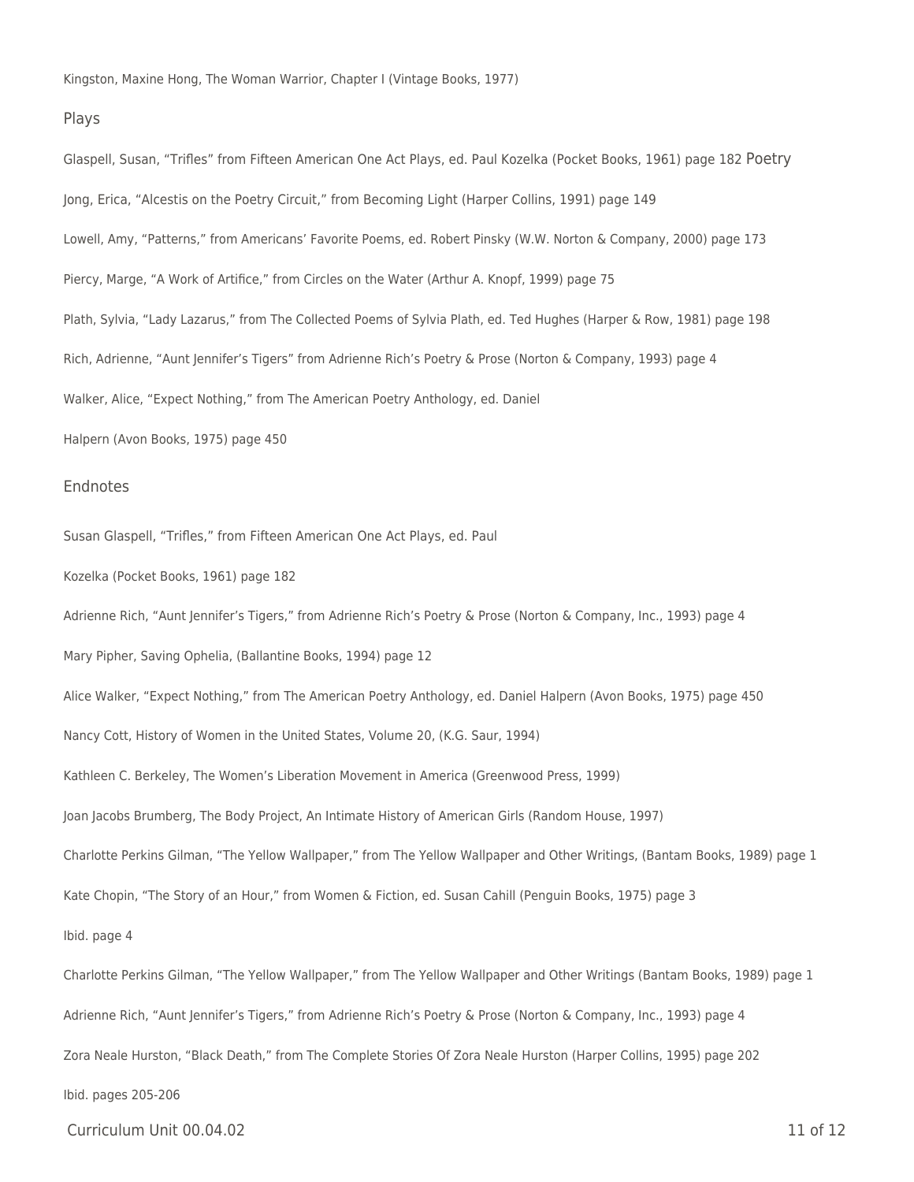Kingston, Maxine Hong, The Woman Warrior, Chapter I (Vintage Books, 1977)

## Plays

Glaspell, Susan, “Trifles” from Fifteen American One Act Plays, ed. Paul Kozelka (Pocket Books, 1961) page 182

## Poetry

Jong, Erica, “Alcestis on the Poetry Circuit,” from Becoming Light (Harper Collins, 1991) page 149

Lowell, Amy, “Patterns,” from Americans’ Favorite Poems, ed. Robert Pinsky (W.W. Norton & Company, 2000) page 173

Piercy, Marge, “A Work of Artifice,” from Circles on the Water (Arthur A. Knopf, 1999) page 75

Plath, Sylvia, “Lady Lazarus,” from The Collected Poems of Sylvia Plath, ed. Ted Hughes (Harper & Row, 1981) page 198

Rich, Adrienne, “Aunt Jennifer’s Tigers” from Adrienne Rich’s Poetry & Prose (Norton & Company, 1993) page 4

Walker, Alice, “Expect Nothing,” from The American Poetry Anthology, ed. Daniel

Halpern (Avon Books, 1975) page 450

## Endnotes

Susan Glaspell, “Trifles,” from Fifteen American One Act Plays, ed. Paul

Kozelka (Pocket Books, 1961) page 182

Adrienne Rich, “Aunt Jennifer’s Tigers,” from Adrienne Rich’s Poetry & Prose (Norton & Company, Inc., 1993) page 4

Mary Pipher, Saving Ophelia, (Ballantine Books, 1994) page 12

Alice Walker, “Expect Nothing,” from The American Poetry Anthology, ed. Daniel Halpern (Avon Books, 1975) page 450

Nancy Cott, History of Women in the United States, Volume 20, (K.G. Saur, 1994)

Kathleen C. Berkeley, The Women’s Liberation Movement in America (Greenwood Press, 1999)

Joan Jacobs Brumberg, The Body Project, An Intimate History of American Girls (Random House, 1997)

Charlotte Perkins Gilman, “The Yellow Wallpaper,” from The Yellow Wallpaper and Other Writings, (Bantam Books, 1989) page 1

Kate Chopin, “The Story of an Hour,” from Women & Fiction, ed. Susan Cahill (Penguin Books, 1975) page 3

Ibid. page 4

Charlotte Perkins Gilman, “The Yellow Wallpaper,” from The Yellow Wallpaper and Other Writings (Bantam Books, 1989) page 1

Adrienne Rich, “Aunt Jennifer’s Tigers,” from Adrienne Rich’s Poetry & Prose (Norton & Company, Inc., 1993) page 4

Zora Neale Hurston, “Black Death,” from The Complete Stories Of Zora Neale Hurston (Harper Collins, 1995) page 202

Ibid. pages 205-206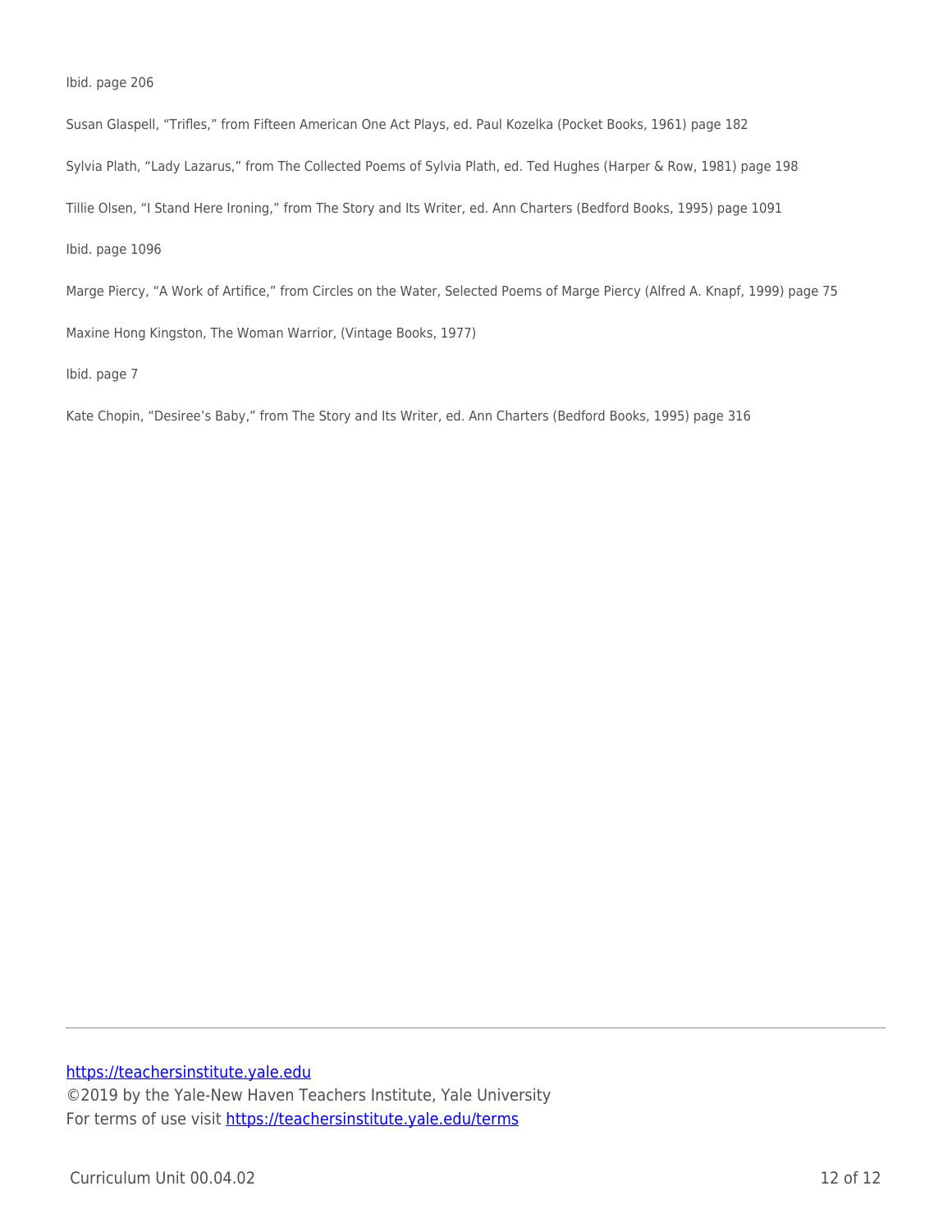Ibid. page 206

Susan Glaspell, “Trifles,” from Fifteen American One Act Plays, ed. Paul Kozelka (Pocket Books, 1961) page 182

Sylvia Plath, “Lady Lazarus,” from The Collected Poems of Sylvia Plath, ed. Ted Hughes (Harper & Row, 1981) page 198

Tillie Olsen, “I Stand Here Ironing,” from The Story and Its Writer, ed. Ann Charters (Bedford Books, 1995) page 1091

Ibid. page 1096

Marge Piercy, “A Work of Artifice,” from Circles on the Water, Selected Poems of Marge Piercy (Alfred A. Knapf, 1999) page 75

Maxine Hong Kingston, The Woman Warrior, (Vintage Books, 1977)

Ibid. page 7

Kate Chopin, “Desiree’s Baby,” from The Story and Its Writer, ed. Ann Charters (Bedford Books, 1995) page 316

https://teachersinstitute.yale.edu
©2019 by the Yale-New Haven Teachers Institute, Yale University
For terms of use visit https://teachersinstitute.yale.edu/terms